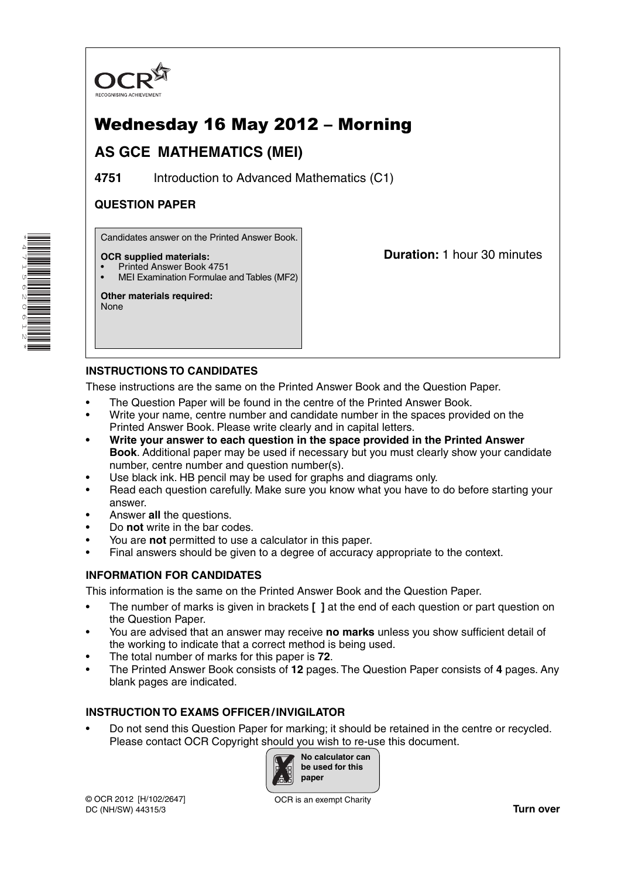OCR
RECOGNISING ACHIEVEMENT

# Wednesday 16 May 2012 – Morning

## AS GCE MATHEMATICS (MEI)

**4751** Introduction to Advanced Mathematics (C1)

### QUESTION PAPER

Candidates answer on the Printed Answer Book.

**OCR supplied materials:**
- Printed Answer Book 4751
- MEI Examination Formulae and Tables (MF2)

**Other materials required:**
None

**Duration:** 1 hour 30 minutes

### INSTRUCTIONS TO CANDIDATES

These instructions are the same on the Printed Answer Book and the Question Paper.

- The Question Paper will be found in the centre of the Printed Answer Book.
- Write your name, centre number and candidate number in the spaces provided on the Printed Answer Book. Please write clearly and in capital letters.
- **Write your answer to each question in the space provided in the Printed Answer Book**. Additional paper may be used if necessary but you must clearly show your candidate number, centre number and question number(s).
- Use black ink. HB pencil may be used for graphs and diagrams only.
- Read each question carefully. Make sure you know what you have to do before starting your answer.
- Answer **all** the questions.
- Do **not** write in the bar codes.
- You are **not** permitted to use a calculator in this paper.
- Final answers should be given to a degree of accuracy appropriate to the context.

### INFORMATION FOR CANDIDATES

This information is the same on the Printed Answer Book and the Question Paper.

- The number of marks is given in brackets **[ ]** at the end of each question or part question on the Question Paper.
- You are advised that an answer may receive **no marks** unless you show sufficient detail of the working to indicate that a correct method is being used.
- The total number of marks for this paper is **72**.
- The Printed Answer Book consists of **12** pages. The Question Paper consists of **4** pages. Any blank pages are indicated.

### INSTRUCTION TO EXAMS OFFICER / INVIGILATOR

- Do not send this Question Paper for marking; it should be retained in the centre or recycled. Please contact OCR Copyright should you wish to re-use this document.

No calculator can be used for this paper

© OCR 2012 [H/102/2647]
DC (NH/SW) 44315/3

OCR is an exempt Charity

**Turn over**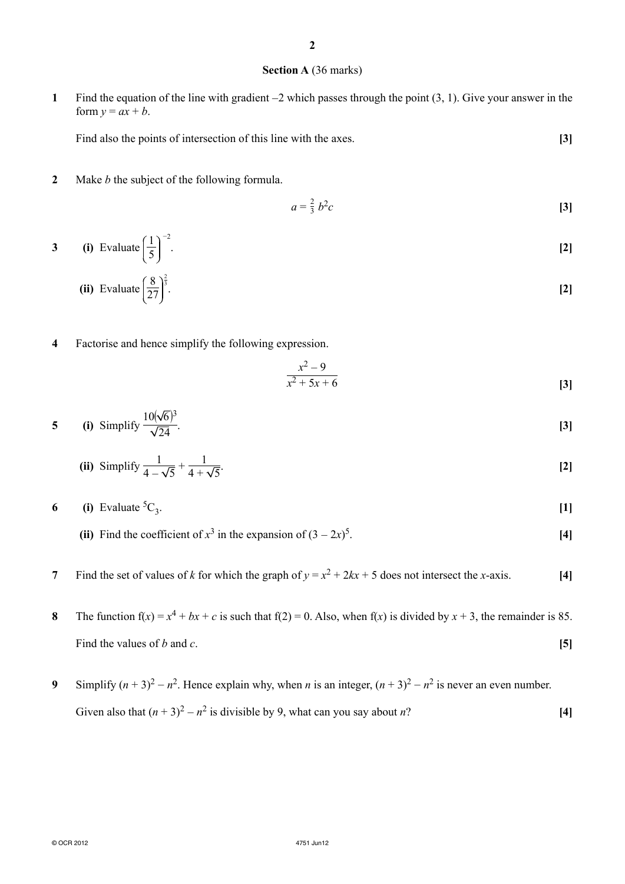## Section A (36 marks)

**1** Find the equation of the line with gradient –2 which passes through the point (3, 1). Give your answer in the form $y = ax + b$.

Find also the points of intersection of this line with the axes. **[3]**

**2** Make $b$ the subject of the following formula.

$$a = \tfrac{2}{3} b^2 c$$ **[3]**

**3** **(i)** Evaluate $\left(\frac{1}{5}\right)^{-2}$. **[2]**

**(ii)** Evaluate $\left(\frac{8}{27}\right)^{\frac{2}{3}}$. **[2]**

**4** Factorise and hence simplify the following expression.

$$\frac{x^2 - 9}{x^2 + 5x + 6}$$ **[3]**

**5** **(i)** Simplify $\frac{10(\sqrt{6})^3}{\sqrt{24}}$. **[3]**

**(ii)** Simplify $\frac{1}{4 - \sqrt{5}} + \frac{1}{4 + \sqrt{5}}$. **[2]**

**6** **(i)** Evaluate ${}^5C_3$. **[1]**

**(ii)** Find the coefficient of $x^3$ in the expansion of $(3 - 2x)^5$. **[4]**

**7** Find the set of values of $k$ for which the graph of $y = x^2 + 2kx + 5$ does not intersect the $x$-axis. **[4]**

**8** The function $f(x) = x^4 + bx + c$ is such that $f(2) = 0$. Also, when $f(x)$ is divided by $x + 3$, the remainder is 85.

Find the values of $b$ and $c$. **[5]**

**9** Simplify $(n + 3)^2 - n^2$. Hence explain why, when $n$ is an integer, $(n + 3)^2 - n^2$ is never an even number.

Given also that $(n + 3)^2 - n^2$ is divisible by 9, what can you say about $n$? **[4]**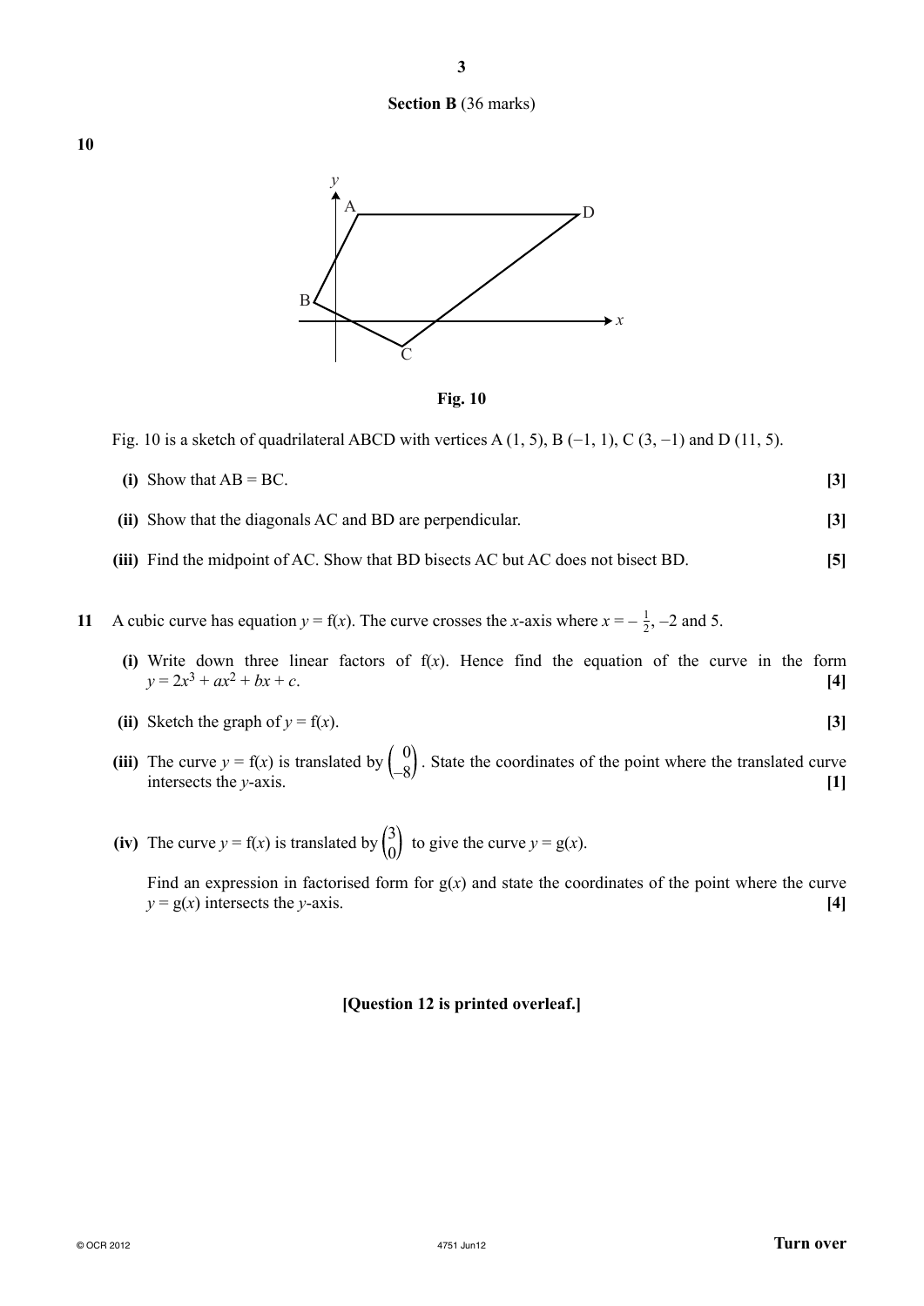## Section B (36 marks)

**10**

Fig. 10

Fig. 10 is a sketch of quadrilateral ABCD with vertices A (1, 5), B (−1, 1), C (3, −1) and D (11, 5).

**(i)** Show that AB = BC. **[3]**

**(ii)** Show that the diagonals AC and BD are perpendicular. **[3]**

**(iii)** Find the midpoint of AC. Show that BD bisects AC but AC does not bisect BD. **[5]**

**11** A cubic curve has equation $y = \mathrm{f}(x)$. The curve crosses the $x$-axis where $x = -\frac{1}{2}$, $-2$ and 5.

**(i)** Write down three linear factors of $\mathrm{f}(x)$. Hence find the equation of the curve in the form $y = 2x^3 + ax^2 + bx + c$. **[4]**

**(ii)** Sketch the graph of $y = \mathrm{f}(x)$. **[3]**

**(iii)** The curve $y = \mathrm{f}(x)$ is translated by $\begin{pmatrix} 0 \\ -8 \end{pmatrix}$. State the coordinates of the point where the translated curve intersects the $y$-axis. **[1]**

**(iv)** The curve $y = \mathrm{f}(x)$ is translated by $\begin{pmatrix} 3 \\ 0 \end{pmatrix}$ to give the curve $y = \mathrm{g}(x)$.

Find an expression in factorised form for $\mathrm{g}(x)$ and state the coordinates of the point where the curve $y = \mathrm{g}(x)$ intersects the $y$-axis. **[4]**

**[Question 12 is printed overleaf.]**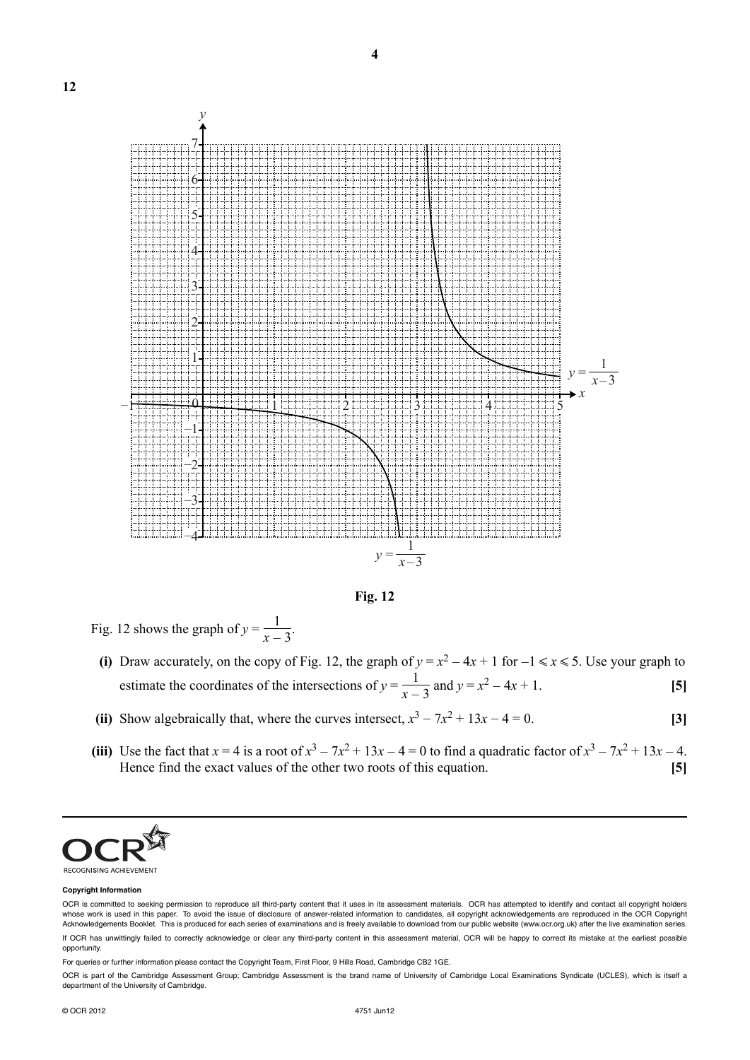**12**

y

7
6
5
4
3
2
1
0
−1
−2
−3
−4

−1 1 2 3 4 5 x

$y = \frac{1}{x-3}$

$y = \frac{1}{x-3}$

**Fig. 12**

Fig. 12 shows the graph of $y = \frac{1}{x-3}$.

**(i)** Draw accurately, on the copy of Fig. 12, the graph of $y = x^2 - 4x + 1$ for $-1 \leqslant x \leqslant 5$. Use your graph to estimate the coordinates of the intersections of $y = \frac{1}{x-3}$ and $y = x^2 - 4x + 1$. **[5]**

**(ii)** Show algebraically that, where the curves intersect, $x^3 - 7x^2 + 13x - 4 = 0$. **[3]**

**(iii)** Use the fact that $x = 4$ is a root of $x^3 - 7x^2 + 13x - 4 = 0$ to find a quadratic factor of $x^3 - 7x^2 + 13x - 4$. Hence find the exact values of the other two roots of this equation. **[5]**

**Copyright Information**

OCR is committed to seeking permission to reproduce all third-party content that it uses in its assessment materials. OCR has attempted to identify and contact all copyright holders whose work is used in this paper. To avoid the issue of disclosure of answer-related information to candidates, all copyright acknowledgements are reproduced in the OCR Copyright Acknowledgements Booklet. This is produced for each series of examinations and is freely available to download from our public website (www.ocr.org.uk) after the live examination series.

If OCR has unwittingly failed to correctly acknowledge or clear any third-party content in this assessment material, OCR will be happy to correct its mistake at the earliest possible opportunity.

For queries or further information please contact the Copyright Team, First Floor, 9 Hills Road, Cambridge CB2 1GE.

OCR is part of the Cambridge Assessment Group; Cambridge Assessment is the brand name of University of Cambridge Local Examinations Syndicate (UCLES), which is itself a department of the University of Cambridge.

© OCR 2012 4751 Jun12